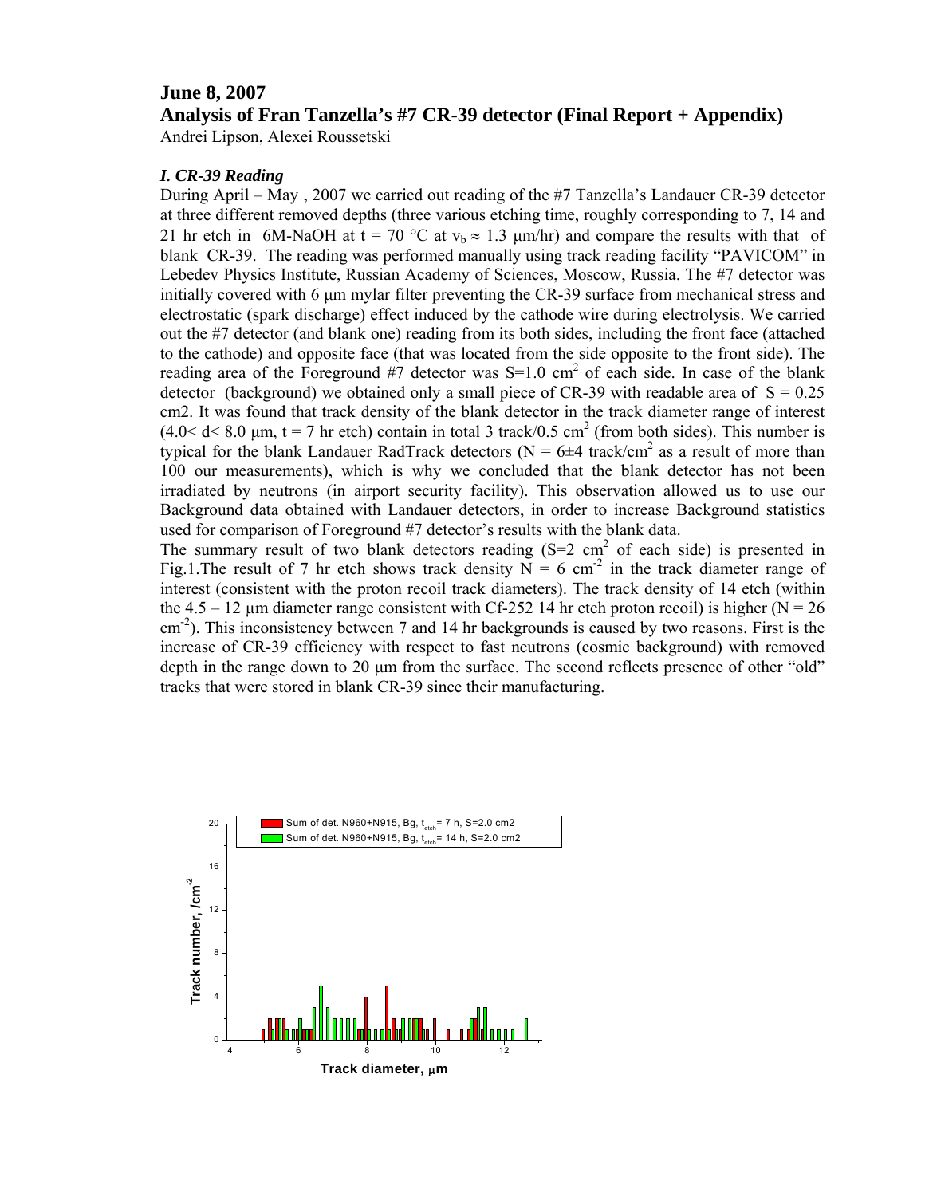# June 8, 2007

# Analysis of Fran Tanzella's #7 CR-39 detector (Final Report + Appendix)

Andrei Lipson, Alexei Roussetski

### *I. CR-39 Reading*

During April – May , 2007 we carried out reading of the #7 Tanzella's Landauer CR-39 detector at three different removed depths (three various etching time, roughly corresponding to 7, 14 and 21 hr etch in 6M-NaOH at t = 70 °C at $v_b \approx 1.3$ μm/hr) and compare the results with that of blank CR-39. The reading was performed manually using track reading facility "PAVICOM" in Lebedev Physics Institute, Russian Academy of Sciences, Moscow, Russia. The #7 detector was initially covered with 6 μm mylar filter preventing the CR-39 surface from mechanical stress and electrostatic (spark discharge) effect induced by the cathode wire during electrolysis. We carried out the #7 detector (and blank one) reading from its both sides, including the front face (attached to the cathode) and opposite face (that was located from the side opposite to the front side). The reading area of the Foreground #7 detector was S=1.0 cm$^2$ of each side. In case of the blank detector (background) we obtained only a small piece of CR-39 with readable area of S = 0.25 cm2. It was found that track density of the blank detector in the track diameter range of interest ($4.0 < d < 8.0$ μm, t = 7 hr etch) contain in total 3 track/0.5 cm$^2$ (from both sides). This number is typical for the blank Landauer RadTrack detectors (N = 6±4 track/cm$^2$ as a result of more than 100 our measurements), which is why we concluded that the blank detector has not been irradiated by neutrons (in airport security facility). This observation allowed us to use our Background data obtained with Landauer detectors, in order to increase Background statistics used for comparison of Foreground #7 detector's results with the blank data.

The summary result of two blank detectors reading (S=2 cm$^2$ of each side) is presented in Fig.1.The result of 7 hr etch shows track density N = 6 cm$^{-2}$ in the track diameter range of interest (consistent with the proton recoil track diameters). The track density of 14 etch (within the 4.5 – 12 μm diameter range consistent with Cf-252 14 hr etch proton recoil) is higher (N = 26 cm$^{-2}$). This inconsistency between 7 and 14 hr backgrounds is caused by two reasons. First is the increase of CR-39 efficiency with respect to fast neutrons (cosmic background) with removed depth in the range down to 20 μm from the surface. The second reflects presence of other "old" tracks that were stored in blank CR-39 since their manufacturing.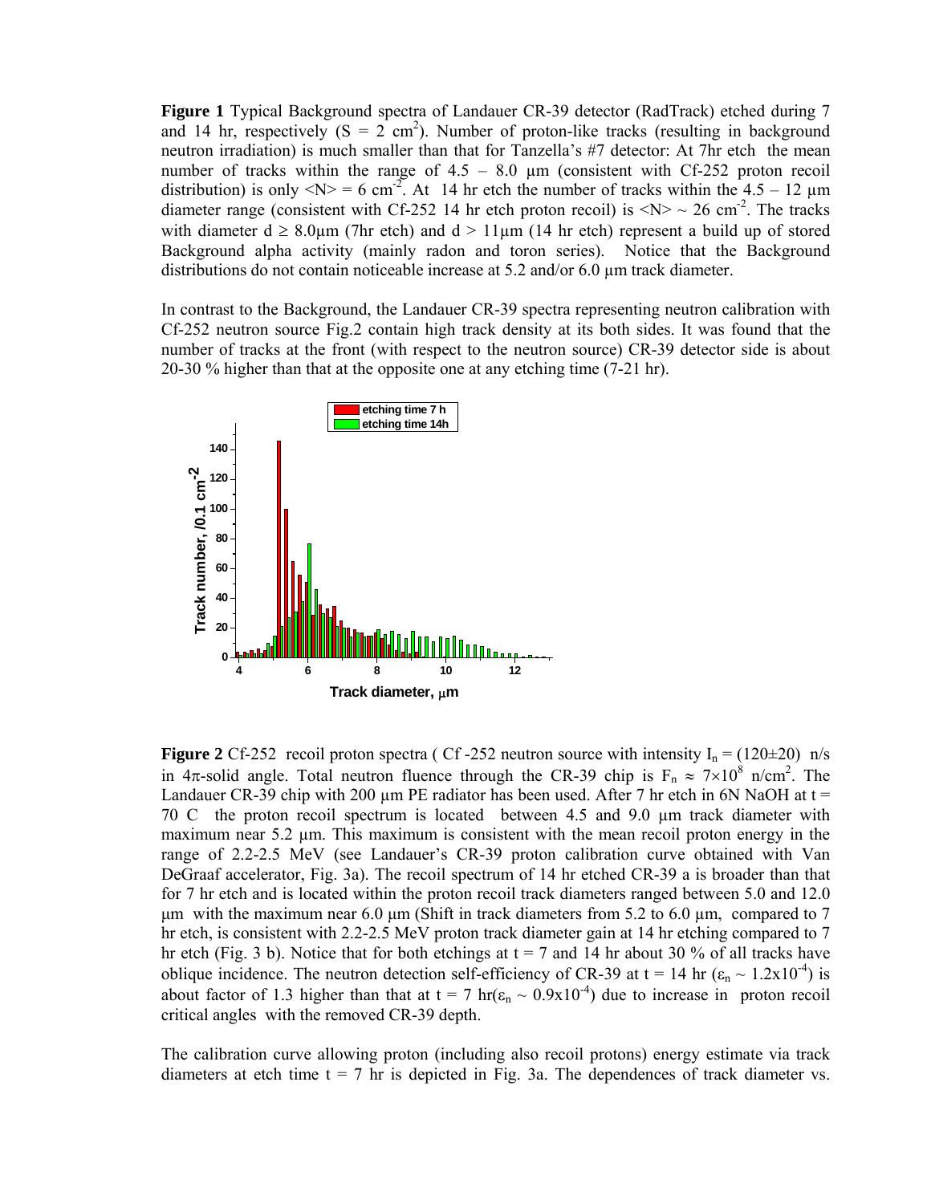**Figure 1** Typical Background spectra of Landauer CR-39 detector (RadTrack) etched during 7 and 14 hr, respectively ($S = 2$ cm$^2$). Number of proton-like tracks (resulting in background neutron irradiation) is much smaller than that for Tanzella's #7 detector: At 7hr etch the mean number of tracks within the range of 4.5 – 8.0 μm (consistent with Cf-252 proton recoil distribution) is only $\langle N \rangle = 6$ cm$^{-2}$. At 14 hr etch the number of tracks within the 4.5 – 12 μm diameter range (consistent with Cf-252 14 hr etch proton recoil) is $\langle N \rangle \sim 26$ cm$^{-2}$. The tracks with diameter $d \geq 8.0$μm (7hr etch) and $d > 11$μm (14 hr etch) represent a build up of stored Background alpha activity (mainly radon and toron series). Notice that the Background distributions do not contain noticeable increase at 5.2 and/or 6.0 μm track diameter.

In contrast to the Background, the Landauer CR-39 spectra representing neutron calibration with Cf-252 neutron source Fig.2 contain high track density at its both sides. It was found that the number of tracks at the front (with respect to the neutron source) CR-39 detector side is about 20-30 % higher than that at the opposite one at any etching time (7-21 hr).

**Figure 2** Cf-252 recoil proton spectra ( Cf -252 neutron source with intensity $I_n = (120 \pm 20)$ n/s in $4\pi$-solid angle. Total neutron fluence through the CR-39 chip is $F_n \approx 7 \times 10^8$ n/cm$^2$. The Landauer CR-39 chip with 200 μm PE radiator has been used. After 7 hr etch in 6N NaOH at t = 70 C the proton recoil spectrum is located between 4.5 and 9.0 μm track diameter with maximum near 5.2 μm. This maximum is consistent with the mean recoil proton energy in the range of 2.2-2.5 MeV (see Landauer's CR-39 proton calibration curve obtained with Van DeGraaf accelerator, Fig. 3a). The recoil spectrum of 14 hr etched CR-39 a is broader than that for 7 hr etch and is located within the proton recoil track diameters ranged between 5.0 and 12.0 μm with the maximum near 6.0 μm (Shift in track diameters from 5.2 to 6.0 μm, compared to 7 hr etch, is consistent with 2.2-2.5 MeV proton track diameter gain at 14 hr etching compared to 7 hr etch (Fig. 3 b). Notice that for both etchings at t = 7 and 14 hr about 30 % of all tracks have oblique incidence. The neutron detection self-efficiency of CR-39 at t = 14 hr ($\varepsilon_n \sim 1.2 \times 10^{-4}$) is about factor of 1.3 higher than that at t = 7 hr($\varepsilon_n \sim 0.9 \times 10^{-4}$) due to increase in proton recoil critical angles with the removed CR-39 depth.

The calibration curve allowing proton (including also recoil protons) energy estimate via track diameters at etch time t = 7 hr is depicted in Fig. 3a. The dependences of track diameter vs.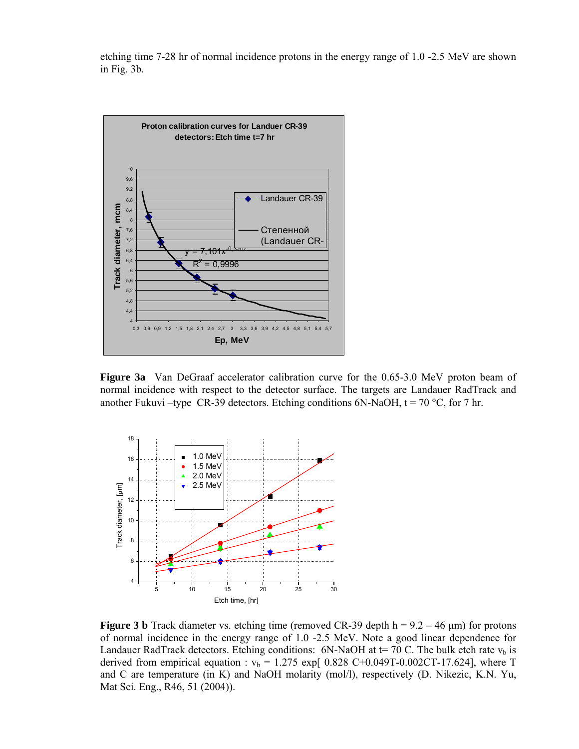etching time 7-28 hr of normal incidence protons in the energy range of 1.0 -2.5 MeV are shown in Fig. 3b.

**Figure 3a** Van DeGraaf accelerator calibration curve for the 0.65-3.0 MeV proton beam of normal incidence with respect to the detector surface. The targets are Landauer RadTrack and another Fukuvi –type CR-39 detectors. Etching conditions 6N-NaOH, t = 70 °C, for 7 hr.

**Figure 3 b** Track diameter vs. etching time (removed CR-39 depth h = 9.2 – 46 μm) for protons of normal incidence in the energy range of 1.0 -2.5 MeV. Note a good linear dependence for Landauer RadTrack detectors. Etching conditions: 6N-NaOH at t= 70 C. The bulk etch rate $v_b$ is derived from empirical equation : $v_b$ = 1.275 exp[ 0.828 C+0.049T-0.002CT-17.624], where T and C are temperature (in K) and NaOH molarity (mol/l), respectively (D. Nikezic, K.N. Yu, Mat Sci. Eng., R46, 51 (2004)).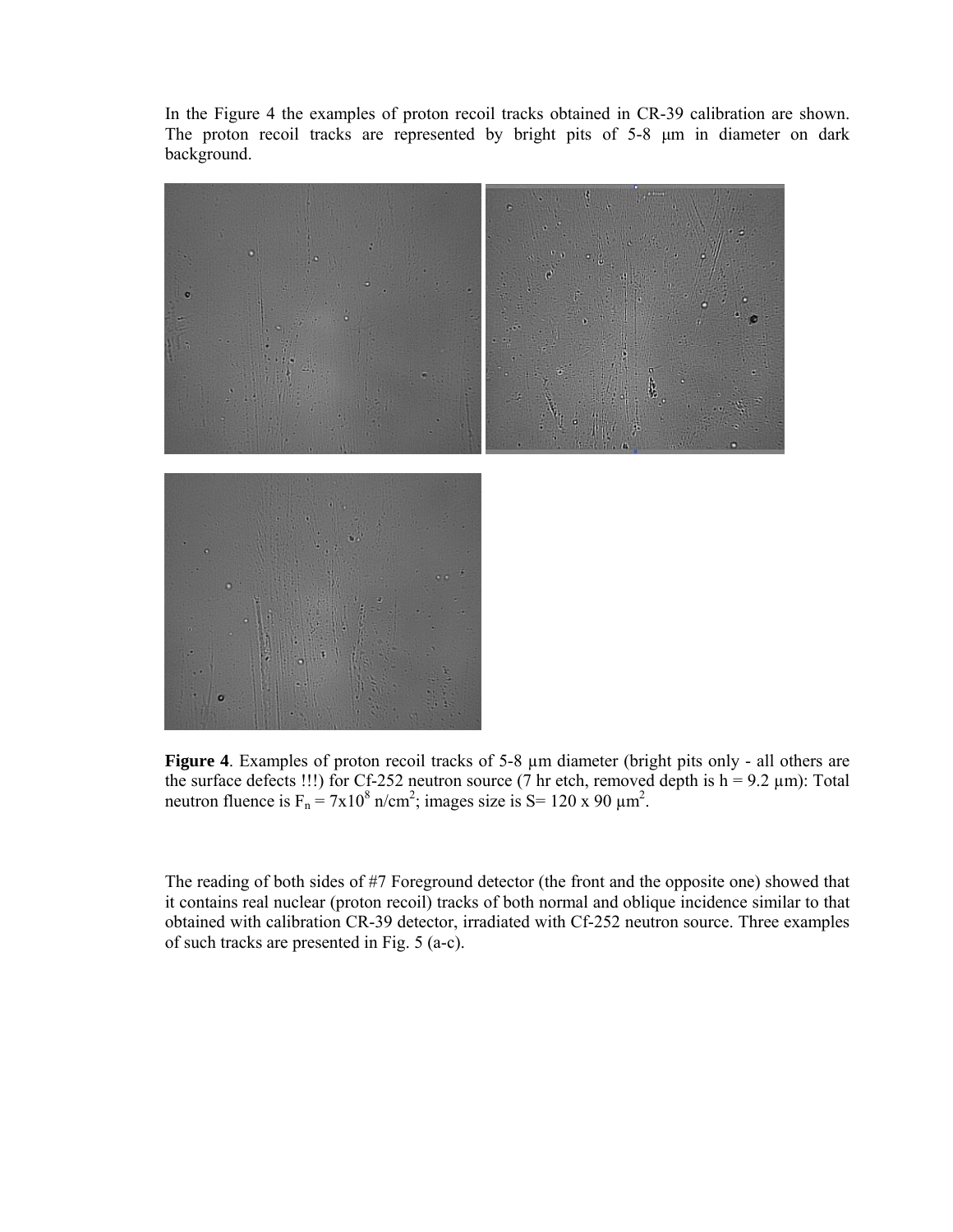In the Figure 4 the examples of proton recoil tracks obtained in CR-39 calibration are shown. The proton recoil tracks are represented by bright pits of 5-8 μm in diameter on dark background.

**Figure 4**. Examples of proton recoil tracks of 5-8 μm diameter (bright pits only - all others are the surface defects !!!) for Cf-252 neutron source (7 hr etch, removed depth is h = 9.2 μm): Total neutron fluence is $F_n = 7 \times 10^8$ n/cm$^2$; images size is S= 120 x 90 μm$^2$.

The reading of both sides of #7 Foreground detector (the front and the opposite one) showed that it contains real nuclear (proton recoil) tracks of both normal and oblique incidence similar to that obtained with calibration CR-39 detector, irradiated with Cf-252 neutron source. Three examples of such tracks are presented in Fig. 5 (a-c).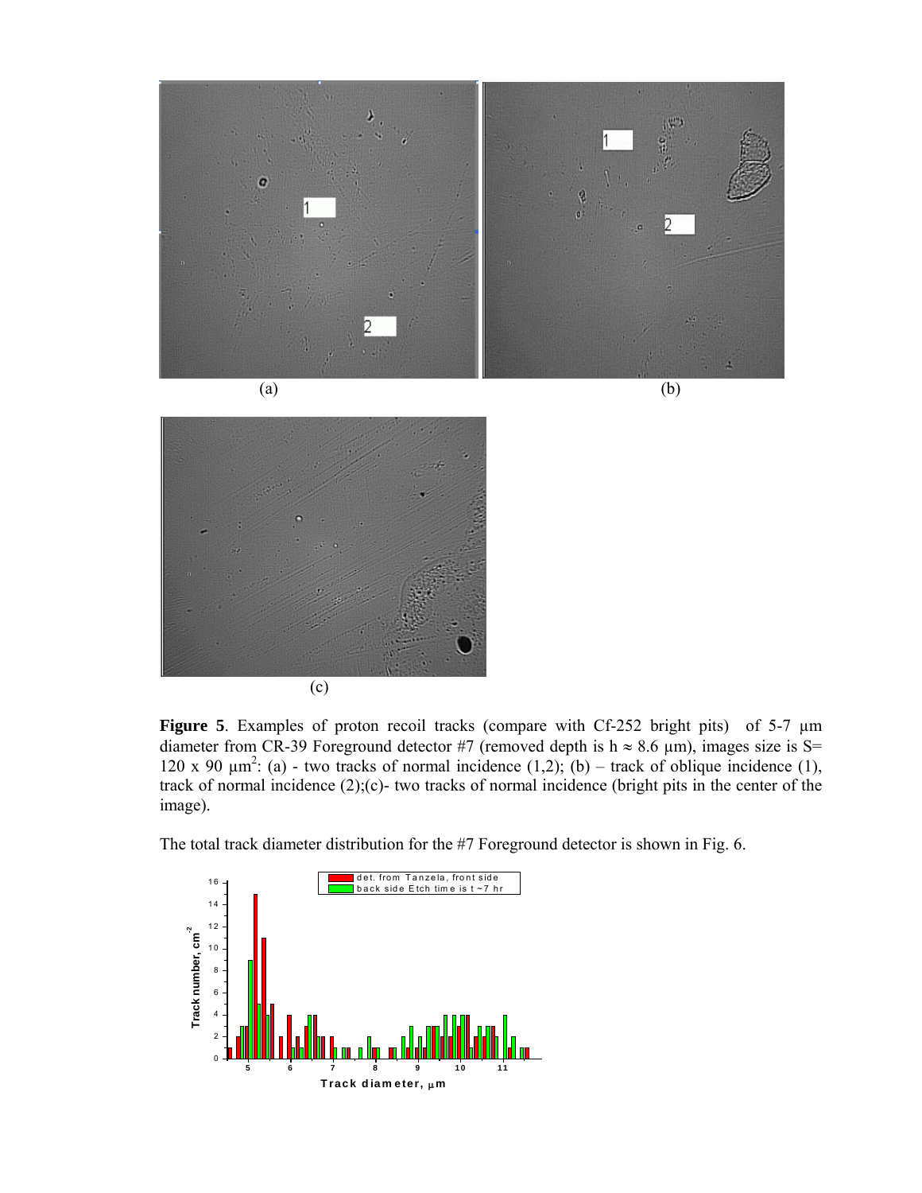(a)

(b)

(c)

**Figure 5**. Examples of proton recoil tracks (compare with Cf-252 bright pits) of 5-7 μm diameter from CR-39 Foreground detector #7 (removed depth is h ≈ 8.6 μm), images size is S= 120 x 90 $\mu m^2$: (a) - two tracks of normal incidence (1,2); (b) – track of oblique incidence (1), track of normal incidence (2);(c)- two tracks of normal incidence (bright pits in the center of the image).

The total track diameter distribution for the #7 Foreground detector is shown in Fig. 6.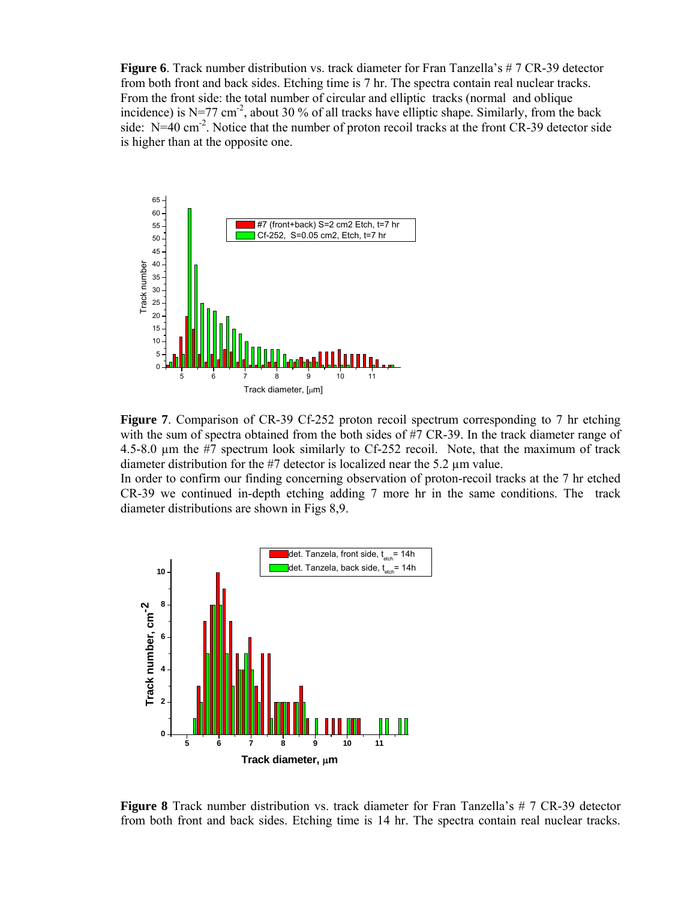**Figure 6**. Track number distribution vs. track diameter for Fran Tanzella's # 7 CR-39 detector from both front and back sides. Etching time is 7 hr. The spectra contain real nuclear tracks. From the front side: the total number of circular and elliptic tracks (normal and oblique incidence) is $N=77$ $cm^{-2}$, about 30 % of all tracks have elliptic shape. Similarly, from the back side: $N=40$ $cm^{-2}$. Notice that the number of proton recoil tracks at the front CR-39 detector side is higher than at the opposite one.

**Figure 7**. Comparison of CR-39 Cf-252 proton recoil spectrum corresponding to 7 hr etching with the sum of spectra obtained from the both sides of #7 CR-39. In the track diameter range of 4.5-8.0 μm the #7 spectrum look similarly to Cf-252 recoil. Note, that the maximum of track diameter distribution for the #7 detector is localized near the 5.2 μm value.

In order to confirm our finding concerning observation of proton-recoil tracks at the 7 hr etched CR-39 we continued in-depth etching adding 7 more hr in the same conditions. The track diameter distributions are shown in Figs 8,9.

**Figure 8** Track number distribution vs. track diameter for Fran Tanzella's # 7 CR-39 detector from both front and back sides. Etching time is 14 hr. The spectra contain real nuclear tracks.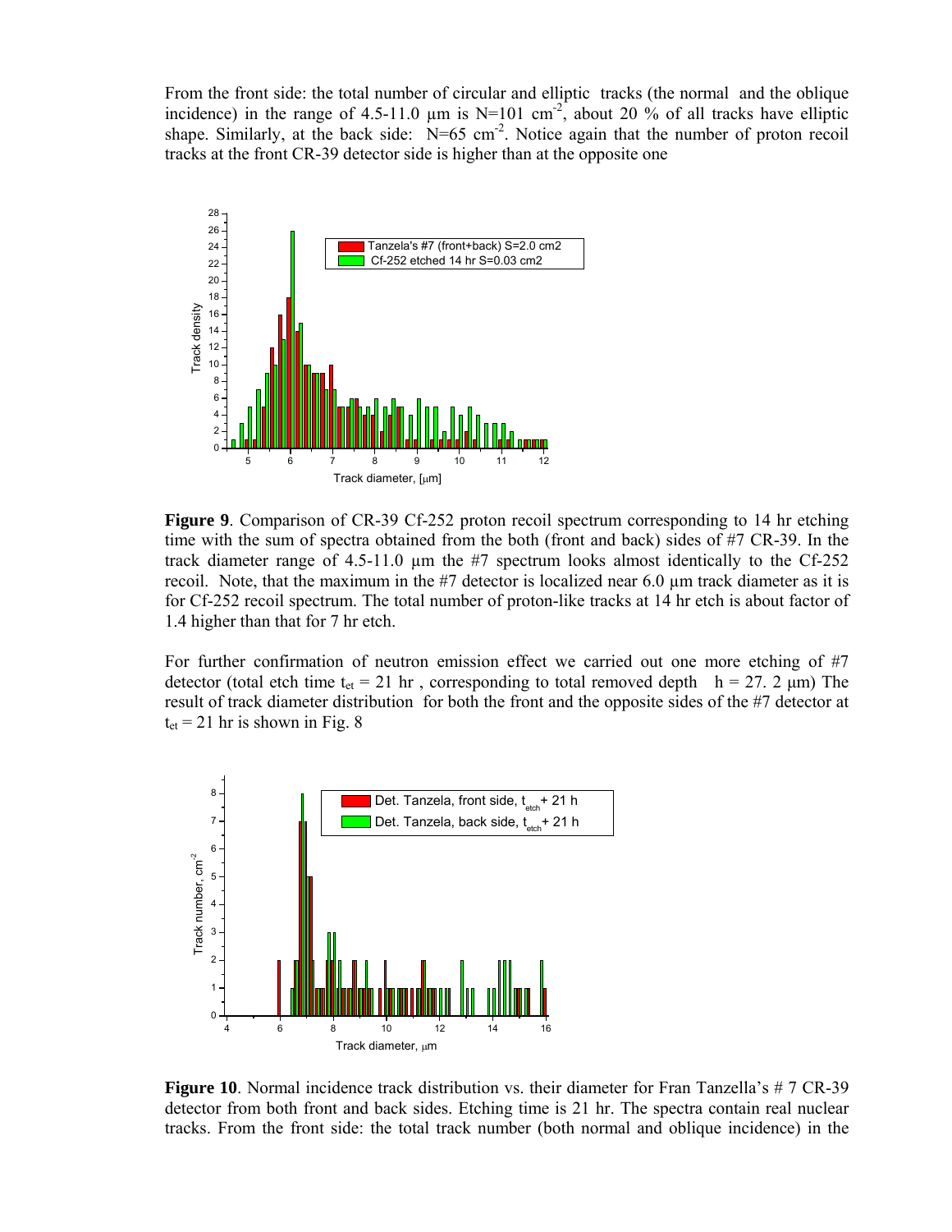From the front side: the total number of circular and elliptic tracks (the normal and the oblique incidence) in the range of 4.5-11.0 μm is $N=101$ $cm^{-2}$, about 20 % of all tracks have elliptic shape. Similarly, at the back side: $N=65$ $cm^{-2}$. Notice again that the number of proton recoil tracks at the front CR-39 detector side is higher than at the opposite one

**Figure 9**. Comparison of CR-39 Cf-252 proton recoil spectrum corresponding to 14 hr etching time with the sum of spectra obtained from the both (front and back) sides of #7 CR-39. In the track diameter range of 4.5-11.0 μm the #7 spectrum looks almost identically to the Cf-252 recoil. Note, that the maximum in the #7 detector is localized near 6.0 μm track diameter as it is for Cf-252 recoil spectrum. The total number of proton-like tracks at 14 hr etch is about factor of 1.4 higher than that for 7 hr etch.

For further confirmation of neutron emission effect we carried out one more etching of #7 detector (total etch time $t_{et} = 21$ hr , corresponding to total removed depth $h = 27.2$ μm) The result of track diameter distribution for both the front and the opposite sides of the #7 detector at $t_{et} = 21$ hr is shown in Fig. 8

**Figure 10**. Normal incidence track distribution vs. their diameter for Fran Tanzella's # 7 CR-39 detector from both front and back sides. Etching time is 21 hr. The spectra contain real nuclear tracks. From the front side: the total track number (both normal and oblique incidence) in the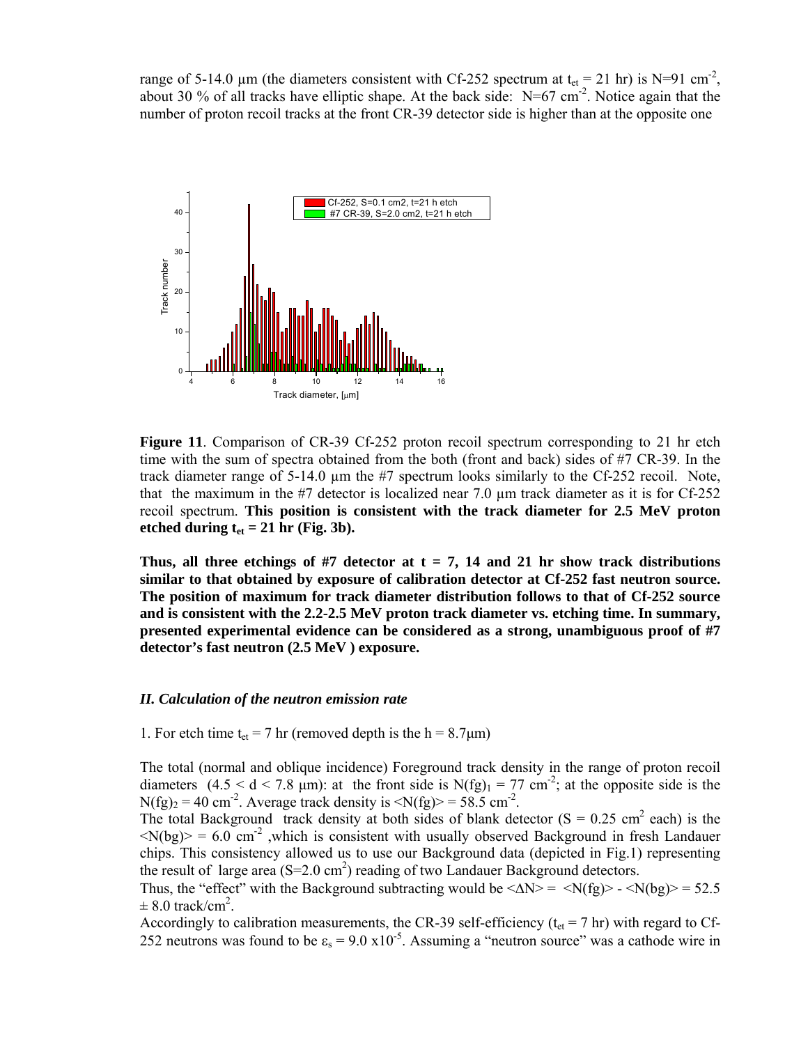range of 5-14.0 μm (the diameters consistent with Cf-252 spectrum at $t_{et}$ = 21 hr) is N=91 $cm^{-2}$, about 30 % of all tracks have elliptic shape. At the back side: N=67 $cm^{-2}$. Notice again that the number of proton recoil tracks at the front CR-39 detector side is higher than at the opposite one

**Figure 11**. Comparison of CR-39 Cf-252 proton recoil spectrum corresponding to 21 hr etch time with the sum of spectra obtained from the both (front and back) sides of #7 CR-39. In the track diameter range of 5-14.0 μm the #7 spectrum looks similarly to the Cf-252 recoil. Note, that the maximum in the #7 detector is localized near 7.0 μm track diameter as it is for Cf-252 recoil spectrum. **This position is consistent with the track diameter for 2.5 MeV proton etched during $t_{et}$ = 21 hr (Fig. 3b).**

**Thus, all three etchings of #7 detector at t = 7, 14 and 21 hr show track distributions similar to that obtained by exposure of calibration detector at Cf-252 fast neutron source. The position of maximum for track diameter distribution follows to that of Cf-252 source and is consistent with the 2.2-2.5 MeV proton track diameter vs. etching time. In summary, presented experimental evidence can be considered as a strong, unambiguous proof of #7 detector's fast neutron (2.5 MeV ) exposure.**

### *II. Calculation of the neutron emission rate*

1. For etch time $t_{et}$ = 7 hr (removed depth is the h = 8.7μm)

The total (normal and oblique incidence) Foreground track density in the range of proton recoil diameters (4.5 < d < 7.8 μm): at the front side is $N(fg)_1$ = 77 $cm^{-2}$; at the opposite side is the $N(fg)_2$ = 40 $cm^{-2}$. Average track density is $\langle N(fg)\rangle$ = 58.5 $cm^{-2}$.
The total Background track density at both sides of blank detector (S = 0.25 $cm^2$ each) is the $\langle N(bg)\rangle$ = 6.0 $cm^{-2}$ ,which is consistent with usually observed Background in fresh Landauer chips. This consistency allowed us to use our Background data (depicted in Fig.1) representing the result of large area (S=2.0 $cm^2$) reading of two Landauer Background detectors.
Thus, the "effect" with the Background subtracting would be $\langle \Delta N\rangle = \langle N(fg)\rangle - \langle N(bg)\rangle = 52.5 \pm 8.0$ track/$cm^2$.
Accordingly to calibration measurements, the CR-39 self-efficiency ($t_{et}$ = 7 hr) with regard to Cf-252 neutrons was found to be $\varepsilon_s = 9.0 \times 10^{-5}$. Assuming a "neutron source" was a cathode wire in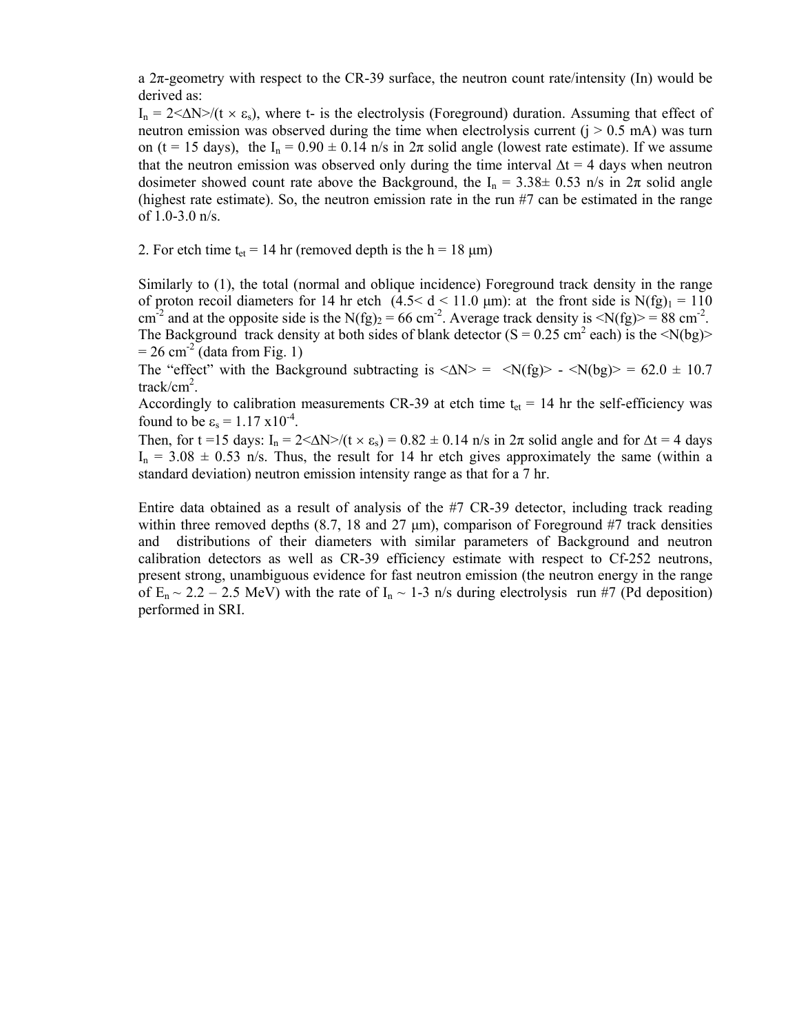a 2π-geometry with respect to the CR-39 surface, the neutron count rate/intensity ($I_n$) would be derived as:

$I_n = 2\langle\Delta N\rangle/(t \times \varepsilon_s)$, where t- is the electrolysis (Foreground) duration. Assuming that effect of neutron emission was observed during the time when electrolysis current ($j > 0.5$ mA) was turn on ($t = 15$ days), the $I_n = 0.90 \pm 0.14$ n/s in 2π solid angle (lowest rate estimate). If we assume that the neutron emission was observed only during the time interval $\Delta t = 4$ days when neutron dosimeter showed count rate above the Background, the $I_n = 3.38 \pm 0.53$ n/s in 2π solid angle (highest rate estimate). So, the neutron emission rate in the run #7 can be estimated in the range of 1.0-3.0 n/s.

2. For etch time $t_{et} = 14$ hr (removed depth is the $h = 18$ μm)

Similarly to (1), the total (normal and oblique incidence) Foreground track density in the range of proton recoil diameters for 14 hr etch ($4.5 < d < 11.0$ μm): at the front side is $N(fg)_1 = 110$ $cm^{-2}$ and at the opposite side is the $N(fg)_2 = 66$ $cm^{-2}$. Average track density is $\langle N(fg)\rangle = 88$ $cm^{-2}$. The Background track density at both sides of blank detector ($S = 0.25$ $cm^2$ each) is the $\langle N(bg)\rangle = 26$ $cm^{-2}$ (data from Fig. 1)

The "effect" with the Background subtracting is $\langle\Delta N\rangle = \langle N(fg)\rangle - \langle N(bg)\rangle = 62.0 \pm 10.7$ track/$cm^2$.

Accordingly to calibration measurements CR-39 at etch time $t_{et} = 14$ hr the self-efficiency was found to be $\varepsilon_s = 1.17 \times 10^{-4}$.

Then, for $t = 15$ days: $I_n = 2\langle\Delta N\rangle/(t \times \varepsilon_s) = 0.82 \pm 0.14$ n/s in 2π solid angle and for $\Delta t = 4$ days $I_n = 3.08 \pm 0.53$ n/s. Thus, the result for 14 hr etch gives approximately the same (within a standard deviation) neutron emission intensity range as that for a 7 hr.

Entire data obtained as a result of analysis of the #7 CR-39 detector, including track reading within three removed depths (8.7, 18 and 27 μm), comparison of Foreground #7 track densities and distributions of their diameters with similar parameters of Background and neutron calibration detectors as well as CR-39 efficiency estimate with respect to Cf-252 neutrons, present strong, unambiguous evidence for fast neutron emission (the neutron energy in the range of $E_n \sim 2.2 - 2.5$ MeV) with the rate of $I_n \sim 1$-$3$ n/s during electrolysis run #7 (Pd deposition) performed in SRI.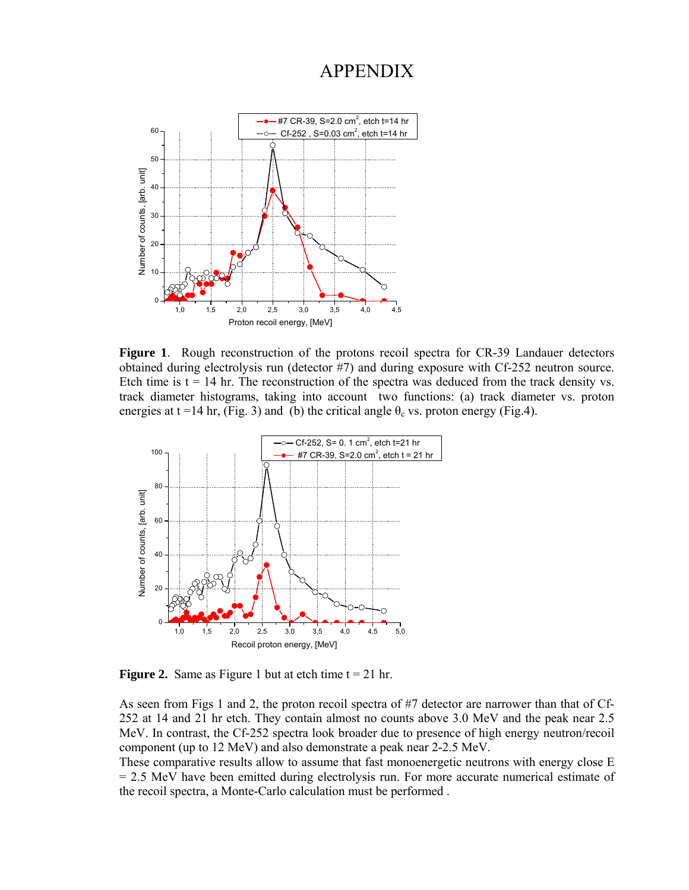# APPENDIX

**Figure 1**. Rough reconstruction of the protons recoil spectra for CR-39 Landauer detectors obtained during electrolysis run (detector #7) and during exposure with Cf-252 neutron source. Etch time is t = 14 hr. The reconstruction of the spectra was deduced from the track density vs. track diameter histograms, taking into account two functions: (a) track diameter vs. proton energies at t =14 hr, (Fig. 3) and (b) the critical angle $\theta_c$ vs. proton energy (Fig.4).

**Figure 2.** Same as Figure 1 but at etch time t = 21 hr.

As seen from Figs 1 and 2, the proton recoil spectra of #7 detector are narrower than that of Cf-252 at 14 and 21 hr etch. They contain almost no counts above 3.0 MeV and the peak near 2.5 MeV. In contrast, the Cf-252 spectra look broader due to presence of high energy neutron/recoil component (up to 12 MeV) and also demonstrate a peak near 2-2.5 MeV.

These comparative results allow to assume that fast monoenergetic neutrons with energy close E = 2.5 MeV have been emitted during electrolysis run. For more accurate numerical estimate of the recoil spectra, a Monte-Carlo calculation must be performed .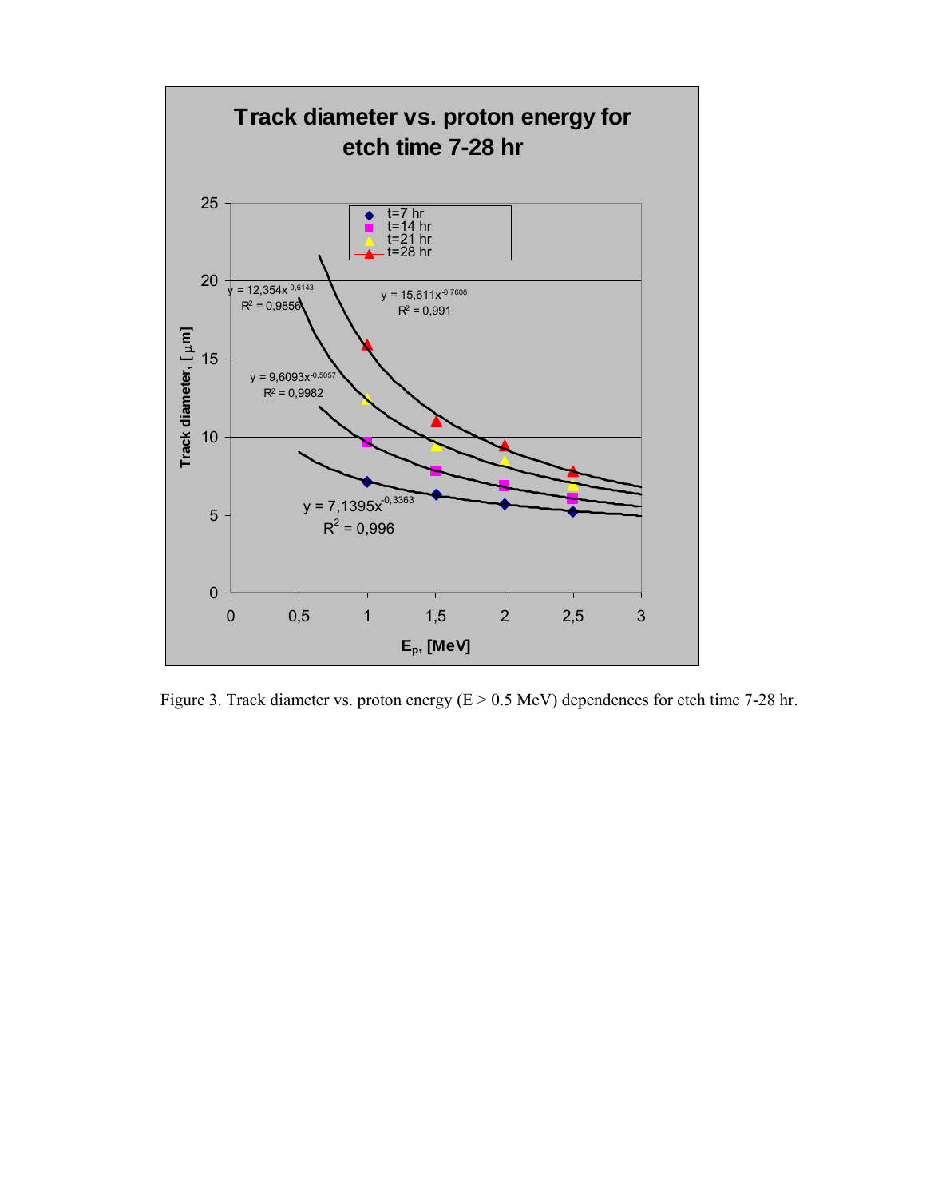Figure 3. Track diameter vs. proton energy (E > 0.5 MeV) dependences for etch time 7-28 hr.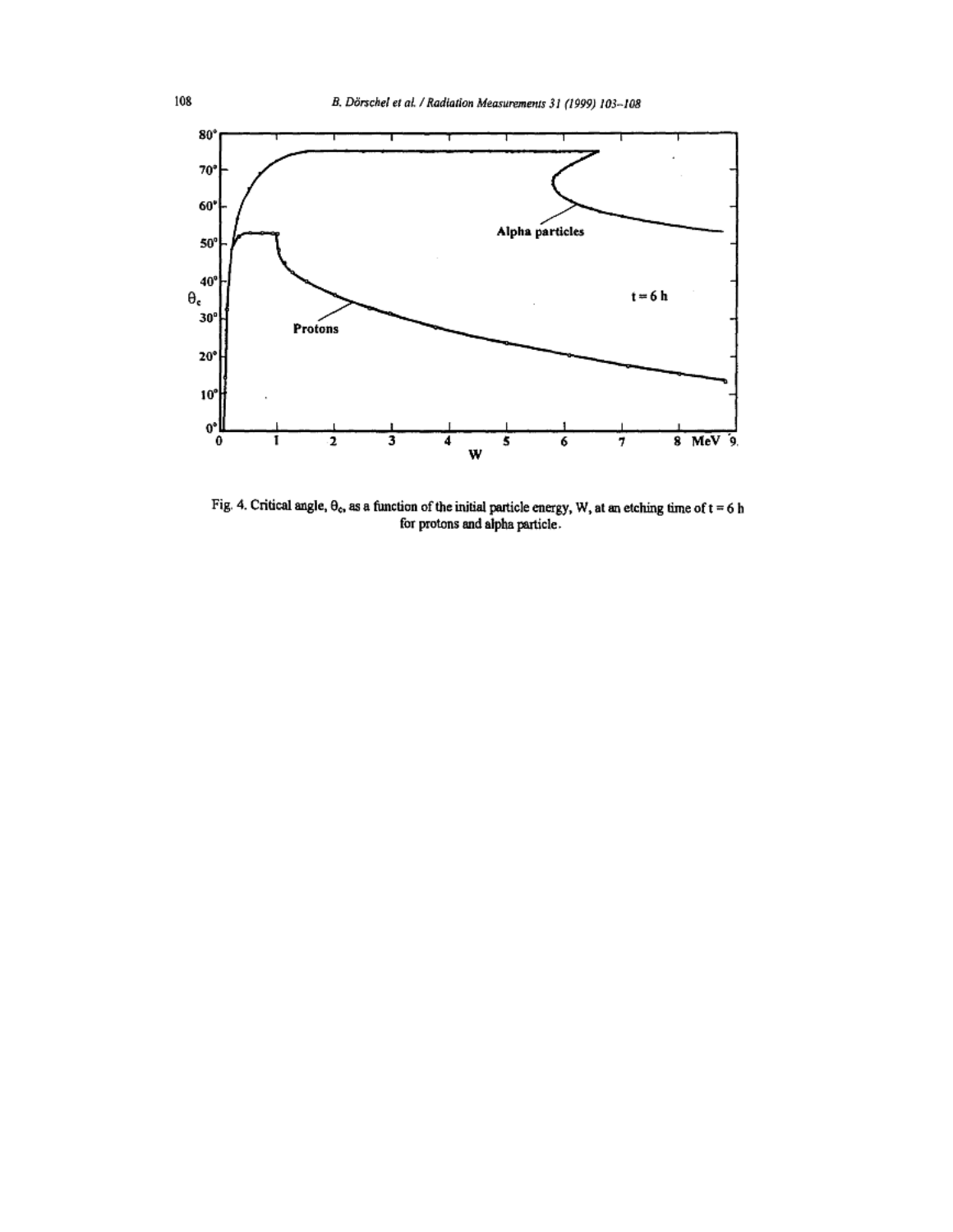80°
70°
60°
50°
40°
$\theta_c$
30°
20°
10°
0°
0 1 2 3 4 5 6 7 8 MeV 9
W

Alpha particles

Protons

t = 6 h

Fig. 4. Critical angle, $\theta_c$, as a function of the initial particle energy, W, at an etching time of t = 6 h for protons and alpha particle.